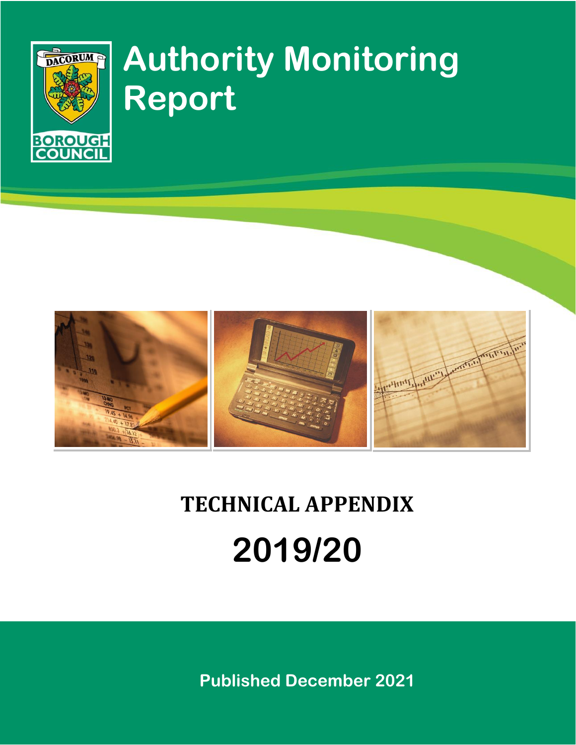DACORUM BOROUGH COUNCIL

# Authority Monitoring Report

## TECHNICAL APPENDIX

## 2019/20

**Published December 2021**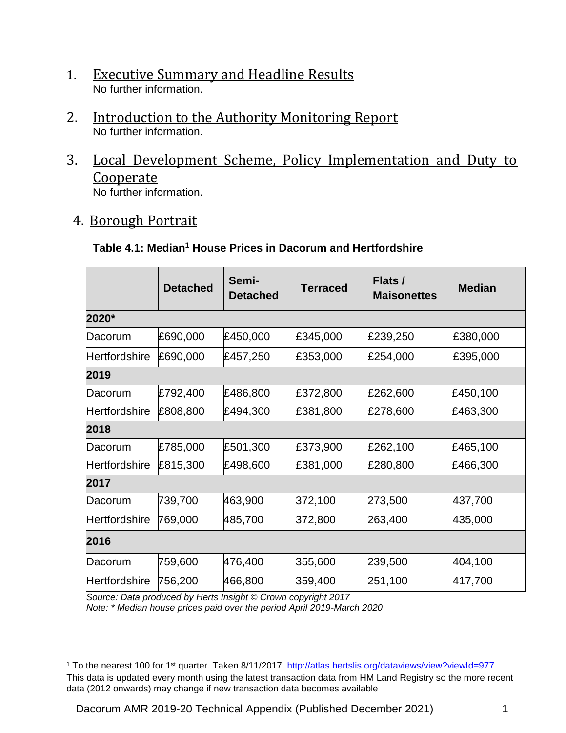## 1. Executive Summary and Headline Results

No further information.

## 2. Introduction to the Authority Monitoring Report

No further information.

## 3. Local Development Scheme, Policy Implementation and Duty to Cooperate

No further information.

## 4. Borough Portrait

**Table 4.1: Median[1] House Prices in Dacorum and Hertfordshire**

| | Detached | Semi-Detached | Terraced | Flats / Maisonettes | Median |
|---|---|---|---|---|---|
| **2020*** | | | | | |
| Dacorum | £690,000 | £450,000 | £345,000 | £239,250 | £380,000 |
| Hertfordshire | £690,000 | £457,250 | £353,000 | £254,000 | £395,000 |
| **2019** | | | | | |
| Dacorum | £792,400 | £486,800 | £372,800 | £262,600 | £450,100 |
| Hertfordshire | £808,800 | £494,300 | £381,800 | £278,600 | £463,300 |
| **2018** | | | | | |
| Dacorum | £785,000 | £501,300 | £373,900 | £262,100 | £465,100 |
| Hertfordshire | £815,300 | £498,600 | £381,000 | £280,800 | £466,300 |
| **2017** | | | | | |
| Dacorum | 739,700 | 463,900 | 372,100 | 273,500 | 437,700 |
| Hertfordshire | 769,000 | 485,700 | 372,800 | 263,400 | 435,000 |
| **2016** | | | | | |
| Dacorum | 759,600 | 476,400 | 355,600 | 239,500 | 404,100 |
| Hertfordshire | 756,200 | 466,800 | 359,400 | 251,100 | 417,700 |

*Source: Data produced by Herts Insight © Crown copyright 2017*
*Note: * Median house prices paid over the period April 2019-March 2020*

---

[1] To the nearest 100 for 1st quarter. Taken 8/11/2017. http://atlas.hertslis.org/dataviews/view?viewId=977
This data is updated every month using the latest transaction data from HM Land Registry so the more recent data (2012 onwards) may change if new transaction data becomes available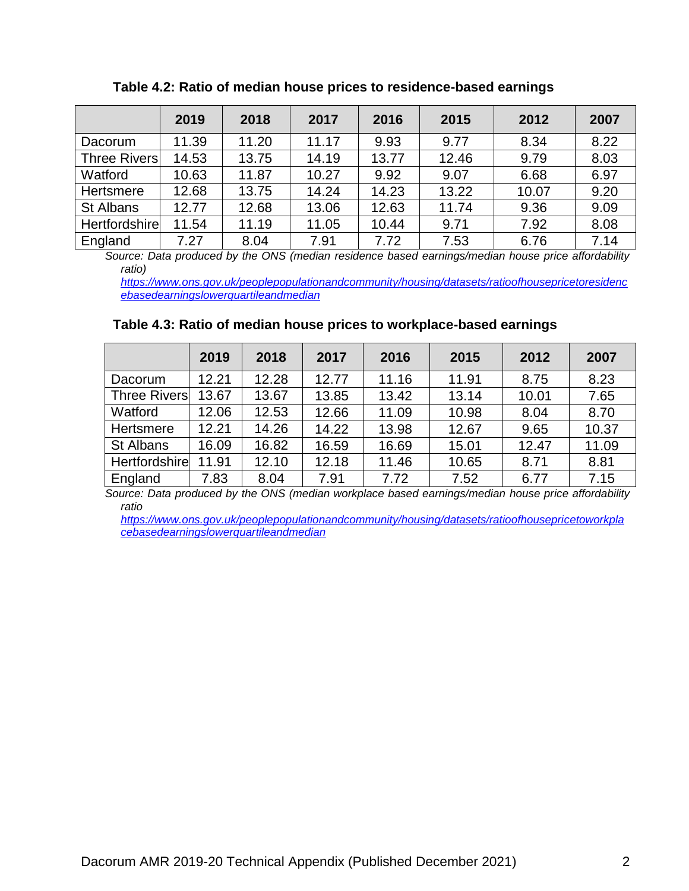**Table 4.2: Ratio of median house prices to residence-based earnings**

| | 2019 | 2018 | 2017 | 2016 | 2015 | 2012 | 2007 |
|---|---|---|---|---|---|---|---|
| Dacorum | 11.39 | 11.20 | 11.17 | 9.93 | 9.77 | 8.34 | 8.22 |
| Three Rivers | 14.53 | 13.75 | 14.19 | 13.77 | 12.46 | 9.79 | 8.03 |
| Watford | 10.63 | 11.87 | 10.27 | 9.92 | 9.07 | 6.68 | 6.97 |
| Hertsmere | 12.68 | 13.75 | 14.24 | 14.23 | 13.22 | 10.07 | 9.20 |
| St Albans | 12.77 | 12.68 | 13.06 | 12.63 | 11.74 | 9.36 | 9.09 |
| Hertfordshire | 11.54 | 11.19 | 11.05 | 10.44 | 9.71 | 7.92 | 8.08 |
| England | 7.27 | 8.04 | 7.91 | 7.72 | 7.53 | 6.76 | 7.14 |

*Source: Data produced by the ONS (median residence based earnings/median house price affordability ratio)*
*https://www.ons.gov.uk/peoplepopulationandcommunity/housing/datasets/ratioofhousepricetoresidencebasedearningslowerquartileandmedian*

**Table 4.3: Ratio of median house prices to workplace-based earnings**

| | 2019 | 2018 | 2017 | 2016 | 2015 | 2012 | 2007 |
|---|---|---|---|---|---|---|---|
| Dacorum | 12.21 | 12.28 | 12.77 | 11.16 | 11.91 | 8.75 | 8.23 |
| Three Rivers | 13.67 | 13.67 | 13.85 | 13.42 | 13.14 | 10.01 | 7.65 |
| Watford | 12.06 | 12.53 | 12.66 | 11.09 | 10.98 | 8.04 | 8.70 |
| Hertsmere | 12.21 | 14.26 | 14.22 | 13.98 | 12.67 | 9.65 | 10.37 |
| St Albans | 16.09 | 16.82 | 16.59 | 16.69 | 15.01 | 12.47 | 11.09 |
| Hertfordshire | 11.91 | 12.10 | 12.18 | 11.46 | 10.65 | 8.71 | 8.81 |
| England | 7.83 | 8.04 | 7.91 | 7.72 | 7.52 | 6.77 | 7.15 |

*Source: Data produced by the ONS (median workplace based earnings/median house price affordability ratio*
*https://www.ons.gov.uk/peoplepopulationandcommunity/housing/datasets/ratioofhousepricetoworkplacebasedearningslowerquartileandmedian*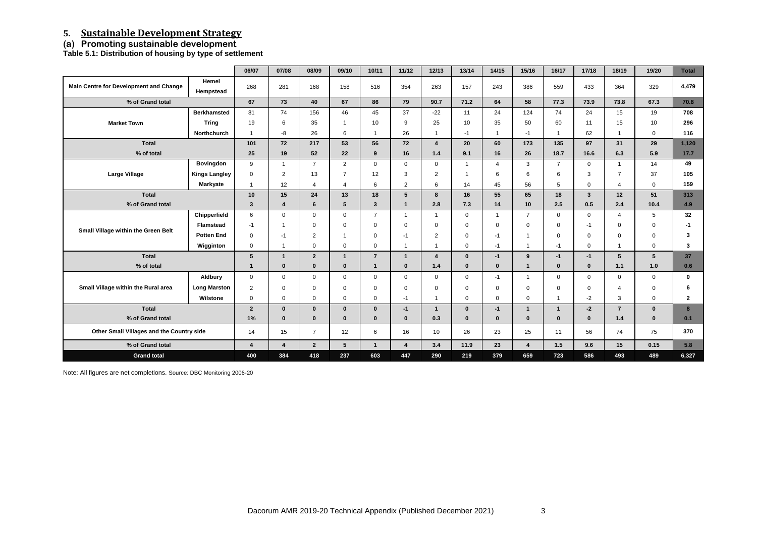## 5. Sustainable Development Strategy

### (a) Promoting sustainable development

**Table 5.1: Distribution of housing by type of settlement**

| | | 06/07 | 07/08 | 08/09 | 09/10 | 10/11 | 11/12 | 12/13 | 13/14 | 14/15 | 15/16 | 16/17 | 17/18 | 18/19 | 19/20 | Total |
|---|---|---|---|---|---|---|---|---|---|---|---|---|---|---|---|---|
| **Main Centre for Development and Change** | **Hemel Hempstead** | 268 | 281 | 168 | 158 | 516 | 354 | 263 | 157 | 243 | 386 | 559 | 433 | 364 | 329 | **4,479** |
| **% of Grand total** | | **67** | **73** | **40** | **67** | **86** | **79** | **90.7** | **71.2** | **64** | **58** | **77.3** | **73.9** | **73.8** | **67.3** | **70.8** |
| **Market Town** | **Berkhamsted** | 81 | 74 | 156 | 46 | 45 | 37 | -22 | 11 | 24 | 124 | 74 | 24 | 15 | 19 | **708** |
| | **Tring** | 19 | 6 | 35 | 1 | 10 | 9 | 25 | 10 | 35 | 50 | 60 | 11 | 15 | 10 | **296** |
| | **Northchurch** | 1 | -8 | 26 | 6 | 1 | 26 | 1 | -1 | 1 | -1 | 1 | 62 | 1 | 0 | **116** |
| **Total** | | **101** | **72** | **217** | **53** | **56** | **72** | **4** | **20** | **60** | **173** | **135** | **97** | **31** | **29** | **1,120** |
| **% of total** | | **25** | **19** | **52** | **22** | **9** | **16** | **1.4** | **9.1** | **16** | **26** | **18.7** | **16.6** | **6.3** | **5.9** | **17.7** |
| **Large Village** | **Bovingdon** | 9 | 1 | 7 | 2 | 0 | 0 | 0 | 1 | 4 | 3 | 7 | 0 | 1 | 14 | **49** |
| | **Kings Langley** | 0 | 2 | 13 | 7 | 12 | 3 | 2 | 1 | 6 | 6 | 6 | 3 | 7 | 37 | **105** |
| | **Markyate** | 1 | 12 | 4 | 4 | 6 | 2 | 6 | 14 | 45 | 56 | 5 | 0 | 4 | 0 | **159** |
| **Total** | | **10** | **15** | **24** | **13** | **18** | **5** | **8** | **16** | **55** | **65** | **18** | **3** | **12** | **51** | **313** |
| **% of Grand total** | | **3** | **4** | **6** | **5** | **3** | **1** | **2.8** | **7.3** | **14** | **10** | **2.5** | **0.5** | **2.4** | **10.4** | **4.9** |
| **Small Village within the Green Belt** | **Chipperfield** | 6 | 0 | 0 | 0 | 7 | 1 | 1 | 0 | 1 | 7 | 0 | 0 | 4 | 5 | **32** |
| | **Flamstead** | -1 | 1 | 0 | 0 | 0 | 0 | 0 | 0 | 0 | 0 | 0 | -1 | 0 | 0 | **-1** |
| | **Potten End** | 0 | -1 | 2 | 1 | 0 | -1 | 2 | 0 | -1 | 1 | 0 | 0 | 0 | 0 | **3** |
| | **Wigginton** | 0 | 1 | 0 | 0 | 0 | 1 | 1 | 0 | -1 | 1 | -1 | 0 | 1 | 0 | **3** |
| **Total** | | **5** | **1** | **2** | **1** | **7** | **1** | **4** | **0** | **-1** | **9** | **-1** | **-1** | **5** | **5** | **37** |
| **% of total** | | **1** | **0** | **0** | **0** | **1** | **0** | **1.4** | **0** | **0** | **1** | **0** | **0** | **1.1** | **1.0** | **0.6** |
| **Small Village within the Rural area** | **Aldbury** | 0 | 0 | 0 | 0 | 0 | 0 | 0 | 0 | -1 | 1 | 0 | 0 | 0 | 0 | **0** |
| | **Long Marston** | 2 | 0 | 0 | 0 | 0 | 0 | 0 | 0 | 0 | 0 | 0 | 0 | 4 | 0 | **6** |
| | **Wilstone** | 0 | 0 | 0 | 0 | 0 | -1 | 1 | 0 | 0 | 0 | 1 | -2 | 3 | 0 | **2** |
| **Total** | | **2** | **0** | **0** | **0** | **0** | **-1** | **1** | **0** | **-1** | **1** | **1** | **-2** | **7** | **0** | **8** |
| **% of Grand total** | | **1%** | **0** | **0** | **0** | **0** | **0** | **0.3** | **0** | **0** | **0** | **0** | **0** | **1.4** | **0** | **0.1** |
| **Other Small Villages and the Country side** | | 14 | 15 | 7 | 12 | 6 | 16 | 10 | 26 | 23 | 25 | 11 | 56 | 74 | 75 | **370** |
| **% of Grand total** | | **4** | **4** | **2** | **5** | **1** | **4** | **3.4** | **11.9** | **23** | **4** | **1.5** | **9.6** | **15** | **0.15** | **5.8** |
| **Grand total** | | **400** | **384** | **418** | **237** | **603** | **447** | **290** | **219** | **379** | **659** | **723** | **586** | **493** | **489** | **6,327** |

Note: All figures are net completions. Source: DBC Monitoring 2006-20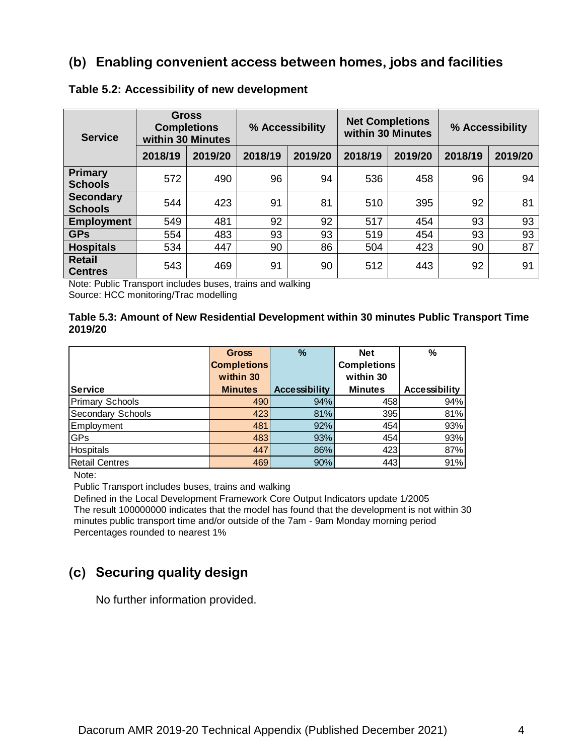## (b) Enabling convenient access between homes, jobs and facilities

**Table 5.2: Accessibility of new development**

| Service | Gross Completions within 30 Minutes | | % Accessibility | | Net Completions within 30 Minutes | | % Accessibility | |
|---|---|---|---|---|---|---|---|---|
| | 2018/19 | 2019/20 | 2018/19 | 2019/20 | 2018/19 | 2019/20 | 2018/19 | 2019/20 |
| **Primary Schools** | 572 | 490 | 96 | 94 | 536 | 458 | 96 | 94 |
| **Secondary Schools** | 544 | 423 | 91 | 81 | 510 | 395 | 92 | 81 |
| **Employment** | 549 | 481 | 92 | 92 | 517 | 454 | 93 | 93 |
| **GPs** | 554 | 483 | 93 | 93 | 519 | 454 | 93 | 93 |
| **Hospitals** | 534 | 447 | 90 | 86 | 504 | 423 | 90 | 87 |
| **Retail Centres** | 543 | 469 | 91 | 90 | 512 | 443 | 92 | 91 |

Note: Public Transport includes buses, trains and walking
Source: HCC monitoring/Trac modelling

**Table 5.3: Amount of New Residential Development within 30 minutes Public Transport Time 2019/20**

| Service | Gross Completions within 30 Minutes | % Accessibility | Net Completions within 30 Minutes | % Accessibility |
|---|---|---|---|---|
| Primary Schools | 490 | 94% | 458 | 94% |
| Secondary Schools | 423 | 81% | 395 | 81% |
| Employment | 481 | 92% | 454 | 93% |
| GPs | 483 | 93% | 454 | 93% |
| Hospitals | 447 | 86% | 423 | 87% |
| Retail Centres | 469 | 90% | 443 | 91% |

Note:
Public Transport includes buses, trains and walking
Defined in the Local Development Framework Core Output Indicators update 1/2005
The result 100000000 indicates that the model has found that the development is not within 30 minutes public transport time and/or outside of the 7am - 9am Monday morning period
Percentages rounded to nearest 1%

## (c) Securing quality design

No further information provided.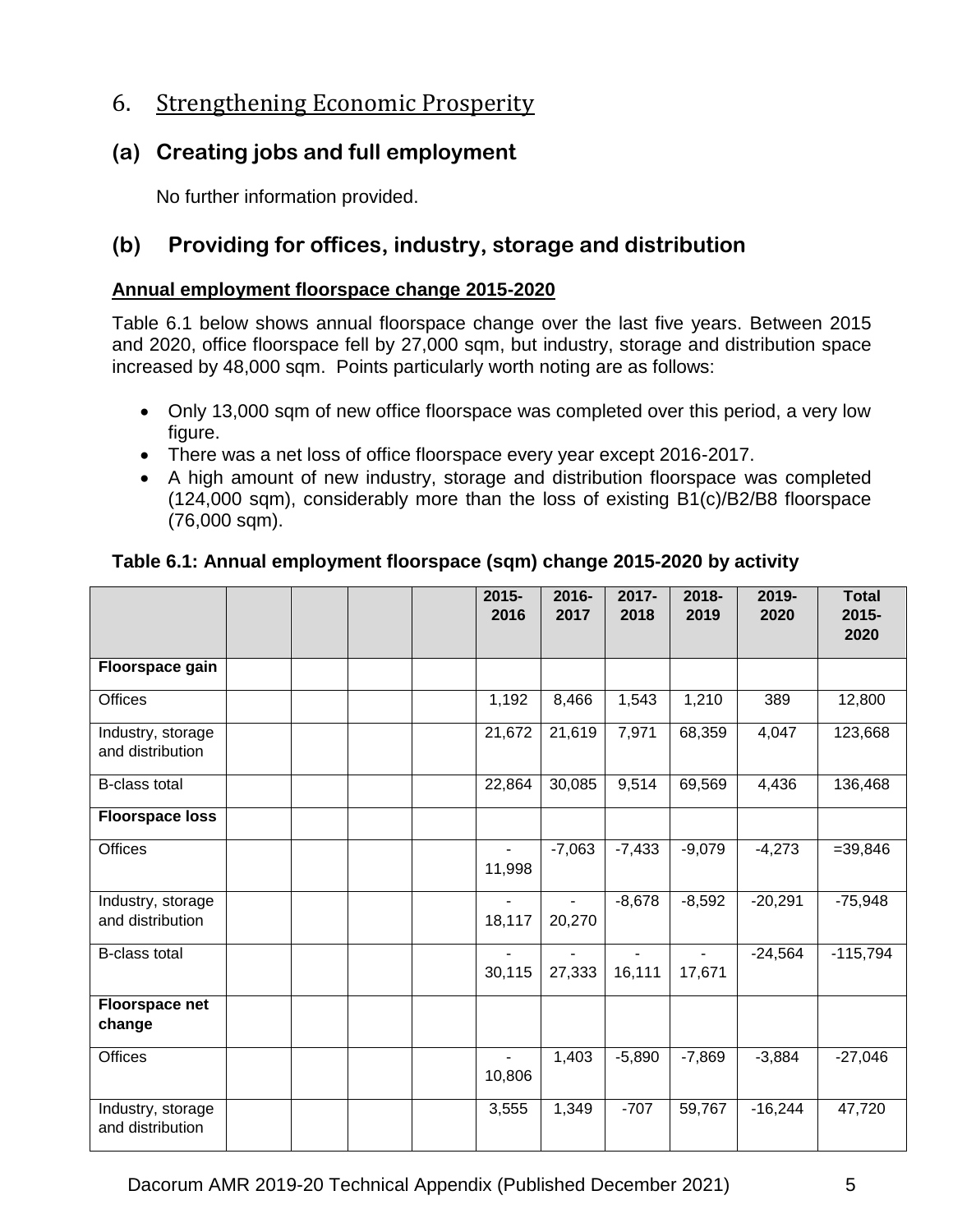# 6. Strengthening Economic Prosperity

## (a) Creating jobs and full employment

No further information provided.

## (b) Providing for offices, industry, storage and distribution

**Annual employment floorspace change 2015-2020**

Table 6.1 below shows annual floorspace change over the last five years. Between 2015 and 2020, office floorspace fell by 27,000 sqm, but industry, storage and distribution space increased by 48,000 sqm. Points particularly worth noting are as follows:

- Only 13,000 sqm of new office floorspace was completed over this period, a very low figure.
- There was a net loss of office floorspace every year except 2016-2017.
- A high amount of new industry, storage and distribution floorspace was completed (124,000 sqm), considerably more than the loss of existing B1(c)/B2/B8 floorspace (76,000 sqm).

**Table 6.1: Annual employment floorspace (sqm) change 2015-2020 by activity**

| | | | | | 2015-2016 | 2016-2017 | 2017-2018 | 2018-2019 | 2019-2020 | Total 2015-2020 |
|---|---|---|---|---|---|---|---|---|---|---|
| **Floorspace gain** | | | | | | | | | | |
| Offices | | | | | 1,192 | 8,466 | 1,543 | 1,210 | 389 | 12,800 |
| Industry, storage and distribution | | | | | 21,672 | 21,619 | 7,971 | 68,359 | 4,047 | 123,668 |
| B-class total | | | | | 22,864 | 30,085 | 9,514 | 69,569 | 4,436 | 136,468 |
| **Floorspace loss** | | | | | | | | | | |
| Offices | | | | | -11,998 | -7,063 | -7,433 | -9,079 | -4,273 | =39,846 |
| Industry, storage and distribution | | | | | -18,117 | -20,270 | -8,678 | -8,592 | -20,291 | -75,948 |
| B-class total | | | | | -30,115 | -27,333 | -16,111 | -17,671 | -24,564 | -115,794 |
| **Floorspace net change** | | | | | | | | | | |
| Offices | | | | | -10,806 | 1,403 | -5,890 | -7,869 | -3,884 | -27,046 |
| Industry, storage and distribution | | | | | 3,555 | 1,349 | -707 | 59,767 | -16,244 | 47,720 |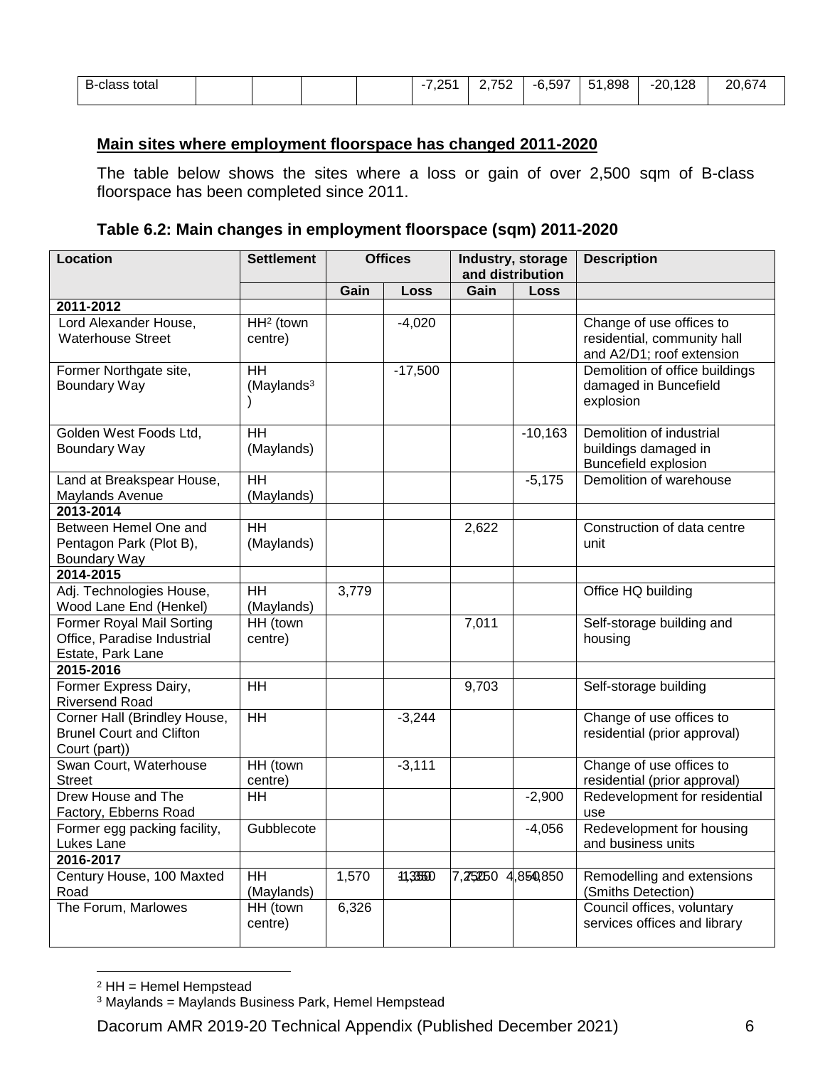| B-class total | | | | | -7,251 | 2,752 | -6,597 | 51,898 | -20,128 | 20,674 |
|---|---|---|---|---|---|---|---|---|---|---|

**Main sites where employment floorspace has changed 2011-2020**

The table below shows the sites where a loss or gain of over 2,500 sqm of B-class floorspace has been completed since 2011.

**Table 6.2: Main changes in employment floorspace (sqm) 2011-2020**

| Location | Settlement | Offices | | Industry, storage and distribution | | Description |
|---|---|---|---|---|---|---|
| | | Gain | Loss | Gain | Loss | |
| **2011-2012** | | | | | | |
| Lord Alexander House, Waterhouse Street | HH[2] (town centre) | | -4,020 | | | Change of use offices to residential, community hall and A2/D1; roof extension |
| Former Northgate site, Boundary Way | HH (Maylands[3]) | | -17,500 | | | Demolition of office buildings damaged in Buncefield explosion |
| Golden West Foods Ltd, Boundary Way | HH (Maylands) | | | | -10,163 | Demolition of industrial buildings damaged in Buncefield explosion |
| Land at Breakspear House, Maylands Avenue | HH (Maylands) | | | | -5,175 | Demolition of warehouse |
| **2013-2014** | | | | | | |
| Between Hemel One and Pentagon Park (Plot B), Boundary Way | HH (Maylands) | | | 2,622 | | Construction of data centre unit |
| **2014-2015** | | | | | | |
| Adj. Technologies House, Wood Lane End (Henkel) | HH (Maylands) | 3,779 | | | | Office HQ building |
| Former Royal Mail Sorting Office, Paradise Industrial Estate, Park Lane | HH (town centre) | | | 7,011 | | Self-storage building and housing |
| **2015-2016** | | | | | | |
| Former Express Dairy, Riversend Road | HH | | | 9,703 | | Self-storage building |
| Corner Hall (Brindley House, Brunel Court and Clifton Court (part)) | HH | | -3,244 | | | Change of use offices to residential (prior approval) |
| Swan Court, Waterhouse Street | HH (town centre) | | -3,111 | | | Change of use offices to residential (prior approval) |
| Drew House and The Factory, Ebberns Road | HH | | | | -2,900 | Redevelopment for residential use |
| Former egg packing facility, Lukes Lane | Gubblecote | | | | -4,056 | Redevelopment for housing and business units |
| **2016-2017** | | | | | | |
| Century House, 100 Maxted Road | HH (Maylands) | 1,570 | -1,350 | 7,250 | -4,850 | Remodelling and extensions (Smiths Detection) |
| The Forum, Marlowes | HH (town centre) | 6,326 | | | | Council offices, voluntary services offices and library |

[2] HH = Hemel Hempstead

[3] Maylands = Maylands Business Park, Hemel Hempstead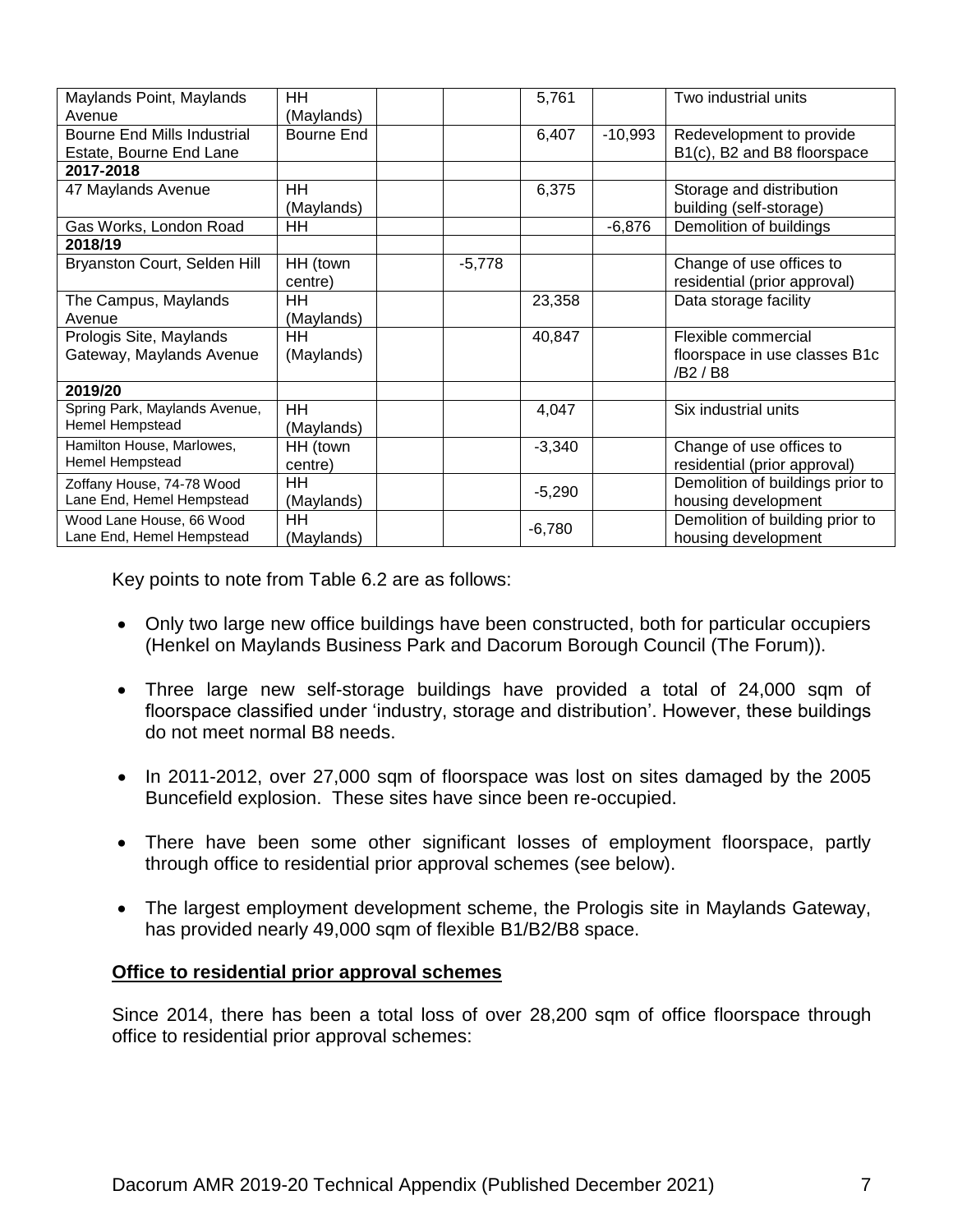| | | | | | | |
|---|---|---|---|---|---|---|
| Maylands Point, Maylands Avenue | HH (Maylands) | | | 5,761 | | Two industrial units |
| Bourne End Mills Industrial Estate, Bourne End Lane | Bourne End | | | 6,407 | -10,993 | Redevelopment to provide B1(c), B2 and B8 floorspace |
| **2017-2018** | | | | | | |
| 47 Maylands Avenue | HH (Maylands) | | | 6,375 | | Storage and distribution building (self-storage) |
| Gas Works, London Road | HH | | | | -6,876 | Demolition of buildings |
| **2018/19** | | | | | | |
| Bryanston Court, Selden Hill | HH (town centre) | | -5,778 | | | Change of use offices to residential (prior approval) |
| The Campus, Maylands Avenue | HH (Maylands) | | | 23,358 | | Data storage facility |
| Prologis Site, Maylands Gateway, Maylands Avenue | HH (Maylands) | | | 40,847 | | Flexible commercial floorspace in use classes B1c /B2 / B8 |
| **2019/20** | | | | | | |
| Spring Park, Maylands Avenue, Hemel Hempstead | HH (Maylands) | | | 4,047 | | Six industrial units |
| Hamilton House, Marlowes, Hemel Hempstead | HH (town centre) | | | -3,340 | | Change of use offices to residential (prior approval) |
| Zoffany House, 74-78 Wood Lane End, Hemel Hempstead | HH (Maylands) | | | -5,290 | | Demolition of buildings prior to housing development |
| Wood Lane House, 66 Wood Lane End, Hemel Hempstead | HH (Maylands) | | | -6,780 | | Demolition of building prior to housing development |

Key points to note from Table 6.2 are as follows:

- Only two large new office buildings have been constructed, both for particular occupiers (Henkel on Maylands Business Park and Dacorum Borough Council (The Forum)).
- Three large new self-storage buildings have provided a total of 24,000 sqm of floorspace classified under 'industry, storage and distribution'. However, these buildings do not meet normal B8 needs.
- In 2011-2012, over 27,000 sqm of floorspace was lost on sites damaged by the 2005 Buncefield explosion. These sites have since been re-occupied.
- There have been some other significant losses of employment floorspace, partly through office to residential prior approval schemes (see below).
- The largest employment development scheme, the Prologis site in Maylands Gateway, has provided nearly 49,000 sqm of flexible B1/B2/B8 space.

**Office to residential prior approval schemes**

Since 2014, there has been a total loss of over 28,200 sqm of office floorspace through office to residential prior approval schemes: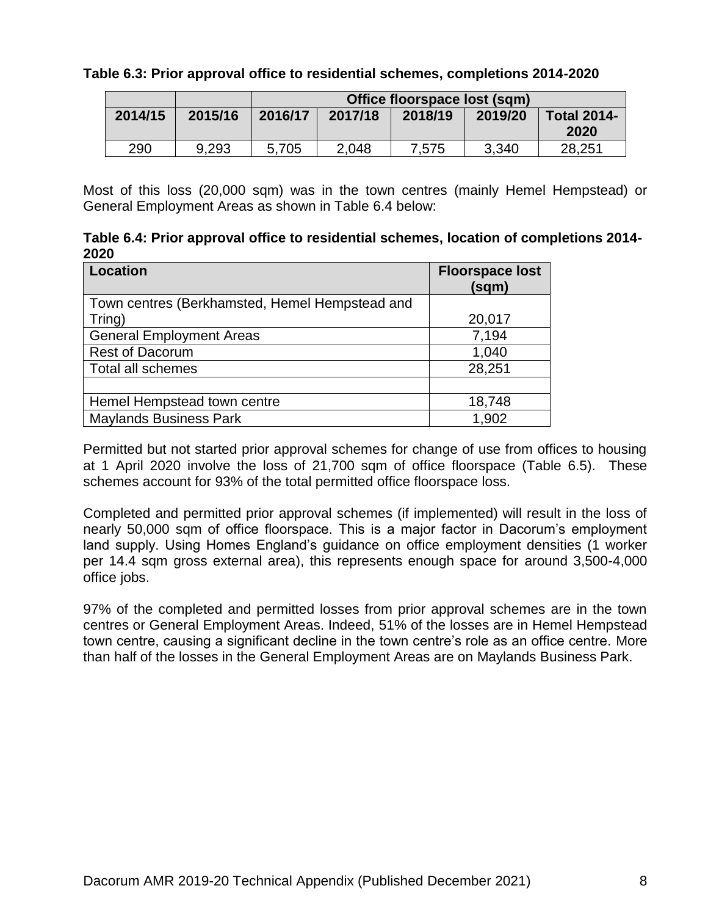**Table 6.3: Prior approval office to residential schemes, completions 2014-2020**

| | | Office floorspace lost (sqm) | | | | |
|---|---|---|---|---|---|---|
| 2014/15 | 2015/16 | 2016/17 | 2017/18 | 2018/19 | 2019/20 | Total 2014-2020 |
| 290 | 9,293 | 5,705 | 2,048 | 7,575 | 3,340 | 28,251 |

Most of this loss (20,000 sqm) was in the town centres (mainly Hemel Hempstead) or General Employment Areas as shown in Table 6.4 below:

**Table 6.4: Prior approval office to residential schemes, location of completions 2014-2020**

| Location | Floorspace lost (sqm) |
|---|---|
| Town centres (Berkhamsted, Hemel Hempstead and Tring) | 20,017 |
| General Employment Areas | 7,194 |
| Rest of Dacorum | 1,040 |
| Total all schemes | 28,251 |
| | |
| Hemel Hempstead town centre | 18,748 |
| Maylands Business Park | 1,902 |

Permitted but not started prior approval schemes for change of use from offices to housing at 1 April 2020 involve the loss of 21,700 sqm of office floorspace (Table 6.5). These schemes account for 93% of the total permitted office floorspace loss.

Completed and permitted prior approval schemes (if implemented) will result in the loss of nearly 50,000 sqm of office floorspace. This is a major factor in Dacorum's employment land supply. Using Homes England's guidance on office employment densities (1 worker per 14.4 sqm gross external area), this represents enough space for around 3,500-4,000 office jobs.

97% of the completed and permitted losses from prior approval schemes are in the town centres or General Employment Areas. Indeed, 51% of the losses are in Hemel Hempstead town centre, causing a significant decline in the town centre's role as an office centre. More than half of the losses in the General Employment Areas are on Maylands Business Park.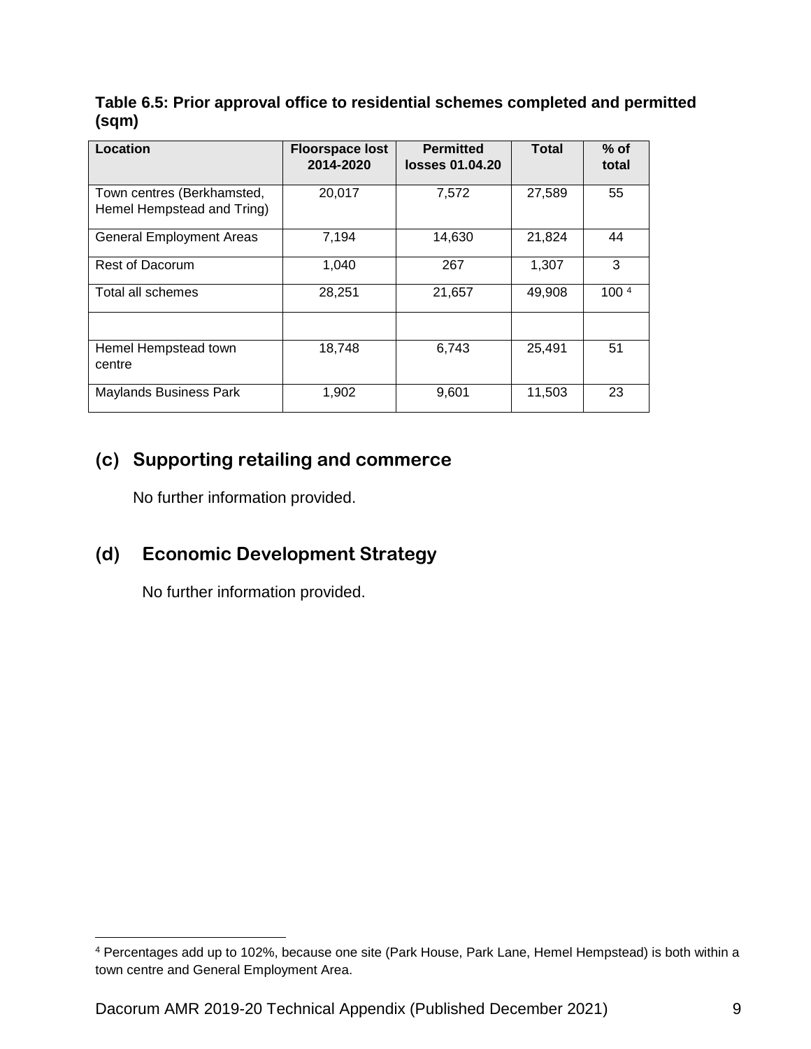**Table 6.5: Prior approval office to residential schemes completed and permitted (sqm)**

| Location | Floorspace lost 2014-2020 | Permitted losses 01.04.20 | Total | % of total |
|---|---|---|---|---|
| Town centres (Berkhamsted, Hemel Hempstead and Tring) | 20,017 | 7,572 | 27,589 | 55 |
| General Employment Areas | 7,194 | 14,630 | 21,824 | 44 |
| Rest of Dacorum | 1,040 | 267 | 1,307 | 3 |
| Total all schemes | 28,251 | 21,657 | 49,908 | 100 [4] |
| | | | | |
| Hemel Hempstead town centre | 18,748 | 6,743 | 25,491 | 51 |
| Maylands Business Park | 1,902 | 9,601 | 11,503 | 23 |

## (c) Supporting retailing and commerce

No further information provided.

## (d) Economic Development Strategy

No further information provided.

[4] Percentages add up to 102%, because one site (Park House, Park Lane, Hemel Hempstead) is both within a town centre and General Employment Area.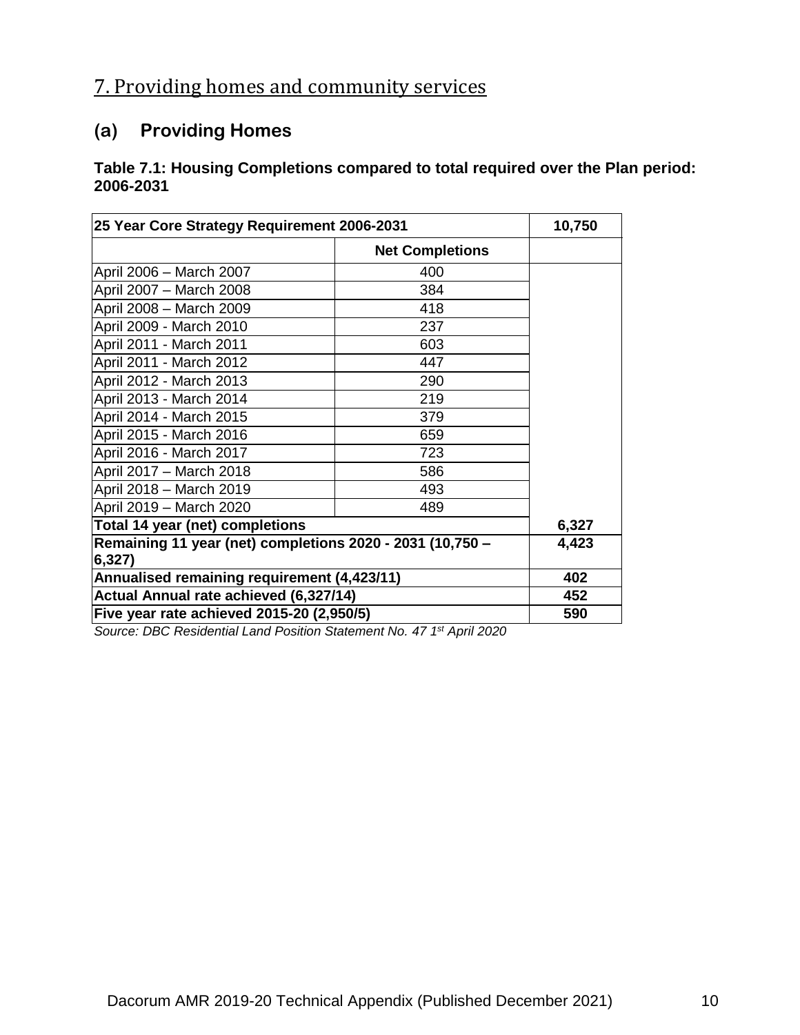## 7. Providing homes and community services

### (a) Providing Homes

**Table 7.1: Housing Completions compared to total required over the Plan period: 2006-2031**

| 25 Year Core Strategy Requirement 2006-2031 | | 10,750 |
|---|---|---|
| | **Net Completions** | |
| April 2006 – March 2007 | 400 | |
| April 2007 – March 2008 | 384 | |
| April 2008 – March 2009 | 418 | |
| April 2009 - March 2010 | 237 | |
| April 2011 - March 2011 | 603 | |
| April 2011 - March 2012 | 447 | |
| April 2012 - March 2013 | 290 | |
| April 2013 - March 2014 | 219 | |
| April 2014 - March 2015 | 379 | |
| April 2015 - March 2016 | 659 | |
| April 2016 - March 2017 | 723 | |
| April 2017 – March 2018 | 586 | |
| April 2018 – March 2019 | 493 | |
| April 2019 – March 2020 | 489 | |
| **Total 14 year (net) completions** | | **6,327** |
| **Remaining 11 year (net) completions 2020 - 2031 (10,750 – 6,327)** | | **4,423** |
| **Annualised remaining requirement (4,423/11)** | | **402** |
| **Actual Annual rate achieved (6,327/14)** | | **452** |
| **Five year rate achieved 2015-20 (2,950/5)** | | **590** |

*Source: DBC Residential Land Position Statement No. 47 1st April 2020*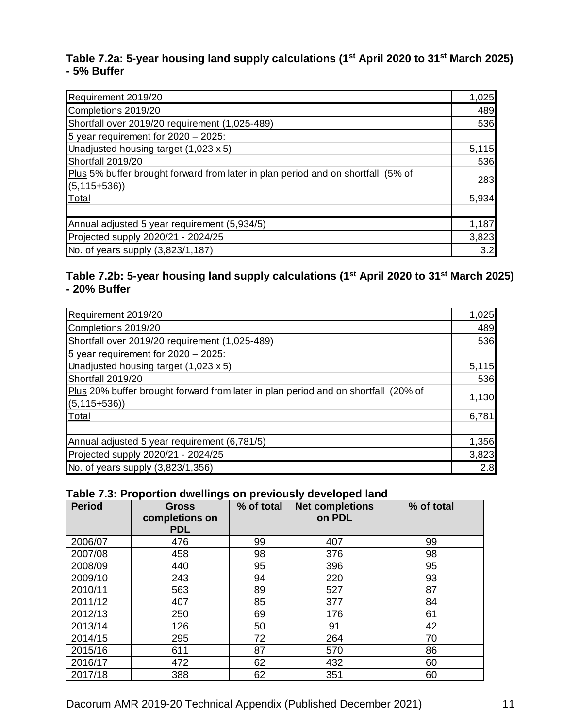**Table 7.2a: 5-year housing land supply calculations (1st April 2020 to 31st March 2025) - 5% Buffer**

| | |
|---|---|
| Requirement 2019/20 | 1,025 |
| Completions 2019/20 | 489 |
| Shortfall over 2019/20 requirement (1,025-489) | 536 |
| 5 year requirement for 2020 – 2025: | |
| Unadjusted housing target (1,023 x 5) | 5,115 |
| Shortfall 2019/20 | 536 |
| Plus 5% buffer brought forward from later in plan period and on shortfall (5% of (5,115+536)) | 283 |
| Total | 5,934 |
| | |
| Annual adjusted 5 year requirement (5,934/5) | 1,187 |
| Projected supply 2020/21 - 2024/25 | 3,823 |
| No. of years supply (3,823/1,187) | 3.2 |

**Table 7.2b: 5-year housing land supply calculations (1st April 2020 to 31st March 2025) - 20% Buffer**

| | |
|---|---|
| Requirement 2019/20 | 1,025 |
| Completions 2019/20 | 489 |
| Shortfall over 2019/20 requirement (1,025-489) | 536 |
| 5 year requirement for 2020 – 2025: | |
| Unadjusted housing target (1,023 x 5) | 5,115 |
| Shortfall 2019/20 | 536 |
| Plus 20% buffer brought forward from later in plan period and on shortfall (20% of (5,115+536)) | 1,130 |
| Total | 6,781 |
| | |
| Annual adjusted 5 year requirement (6,781/5) | 1,356 |
| Projected supply 2020/21 - 2024/25 | 3,823 |
| No. of years supply (3,823/1,356) | 2.8 |

**Table 7.3: Proportion dwellings on previously developed land**

| Period | Gross completions on PDL | % of total | Net completions on PDL | % of total |
|---|---|---|---|---|
| 2006/07 | 476 | 99 | 407 | 99 |
| 2007/08 | 458 | 98 | 376 | 98 |
| 2008/09 | 440 | 95 | 396 | 95 |
| 2009/10 | 243 | 94 | 220 | 93 |
| 2010/11 | 563 | 89 | 527 | 87 |
| 2011/12 | 407 | 85 | 377 | 84 |
| 2012/13 | 250 | 69 | 176 | 61 |
| 2013/14 | 126 | 50 | 91 | 42 |
| 2014/15 | 295 | 72 | 264 | 70 |
| 2015/16 | 611 | 87 | 570 | 86 |
| 2016/17 | 472 | 62 | 432 | 60 |
| 2017/18 | 388 | 62 | 351 | 60 |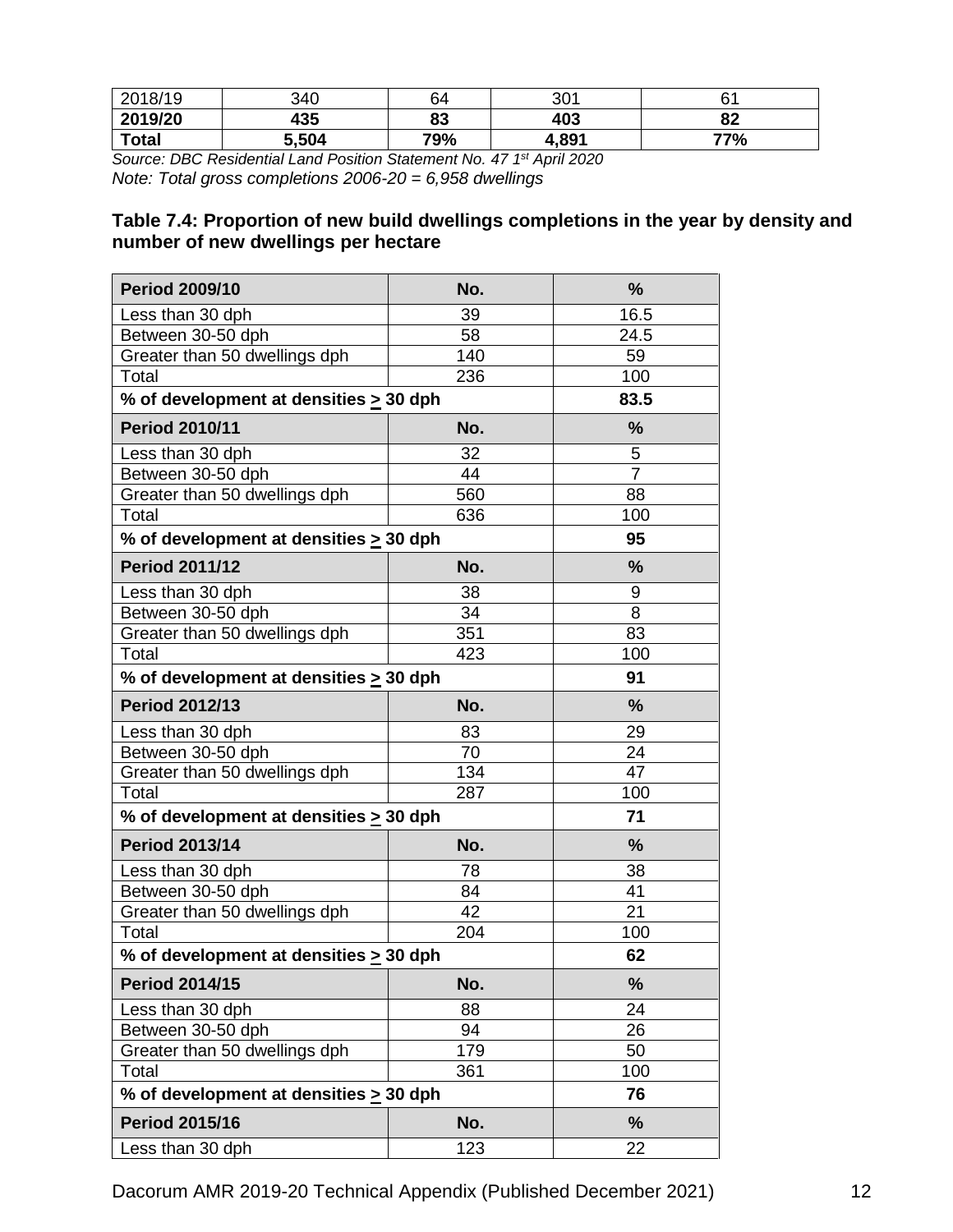| 2018/19 | 340 | 64 | 301 | 61 |
|---|---|---|---|---|
| **2019/20** | **435** | **83** | **403** | **82** |
| **Total** | **5,504** | **79%** | **4,891** | **77%** |

*Source: DBC Residential Land Position Statement No. 47 1st April 2020*
*Note: Total gross completions 2006-20 = 6,958 dwellings*

**Table 7.4: Proportion of new build dwellings completions in the year by density and number of new dwellings per hectare**

| **Period 2009/10** | **No.** | **%** |
|---|---|---|
| Less than 30 dph | 39 | 16.5 |
| Between 30-50 dph | 58 | 24.5 |
| Greater than 50 dwellings dph | 140 | 59 |
| Total | 236 | 100 |
| **% of development at densities > 30 dph** | | **83.5** |
| **Period 2010/11** | **No.** | **%** |
| Less than 30 dph | 32 | 5 |
| Between 30-50 dph | 44 | 7 |
| Greater than 50 dwellings dph | 560 | 88 |
| Total | 636 | 100 |
| **% of development at densities > 30 dph** | | **95** |
| **Period 2011/12** | **No.** | **%** |
| Less than 30 dph | 38 | 9 |
| Between 30-50 dph | 34 | 8 |
| Greater than 50 dwellings dph | 351 | 83 |
| Total | 423 | 100 |
| **% of development at densities > 30 dph** | | **91** |
| **Period 2012/13** | **No.** | **%** |
| Less than 30 dph | 83 | 29 |
| Between 30-50 dph | 70 | 24 |
| Greater than 50 dwellings dph | 134 | 47 |
| Total | 287 | 100 |
| **% of development at densities > 30 dph** | | **71** |
| **Period 2013/14** | **No.** | **%** |
| Less than 30 dph | 78 | 38 |
| Between 30-50 dph | 84 | 41 |
| Greater than 50 dwellings dph | 42 | 21 |
| Total | 204 | 100 |
| **% of development at densities > 30 dph** | | **62** |
| **Period 2014/15** | **No.** | **%** |
| Less than 30 dph | 88 | 24 |
| Between 30-50 dph | 94 | 26 |
| Greater than 50 dwellings dph | 179 | 50 |
| Total | 361 | 100 |
| **% of development at densities > 30 dph** | | **76** |
| **Period 2015/16** | **No.** | **%** |
| Less than 30 dph | 123 | 22 |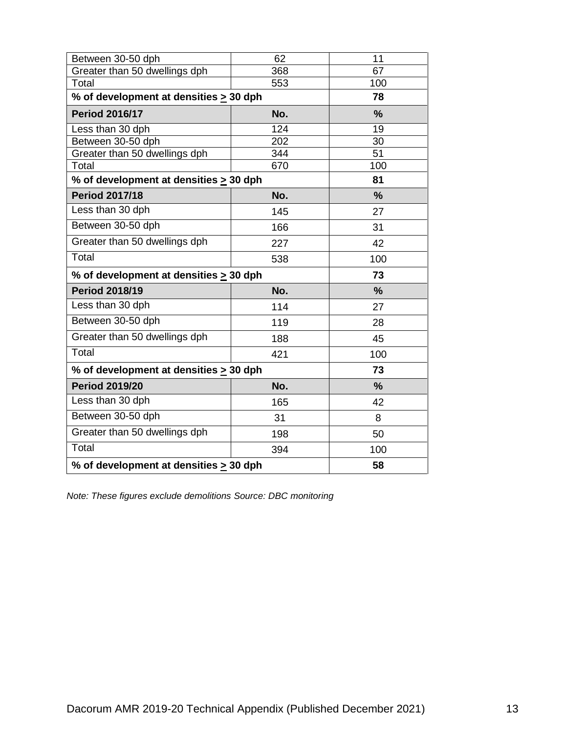| Between 30-50 dph | 62 | 11 |
| --- | --- | --- |
| Greater than 50 dwellings dph | 368 | 67 |
| Total | 553 | 100 |
| **% of development at densities > 30 dph** | | **78** |
| **Period 2016/17** | **No.** | **%** |
| Less than 30 dph | 124 | 19 |
| Between 30-50 dph | 202 | 30 |
| Greater than 50 dwellings dph | 344 | 51 |
| Total | 670 | 100 |
| **% of development at densities > 30 dph** | | **81** |
| **Period 2017/18** | **No.** | **%** |
| Less than 30 dph | 145 | 27 |
| Between 30-50 dph | 166 | 31 |
| Greater than 50 dwellings dph | 227 | 42 |
| Total | 538 | 100 |
| **% of development at densities > 30 dph** | | **73** |
| **Period 2018/19** | **No.** | **%** |
| Less than 30 dph | 114 | 27 |
| Between 30-50 dph | 119 | 28 |
| Greater than 50 dwellings dph | 188 | 45 |
| Total | 421 | 100 |
| **% of development at densities > 30 dph** | | **73** |
| **Period 2019/20** | **No.** | **%** |
| Less than 30 dph | 165 | 42 |
| Between 30-50 dph | 31 | 8 |
| Greater than 50 dwellings dph | 198 | 50 |
| Total | 394 | 100 |
| **% of development at densities > 30 dph** | | **58** |

*Note: These figures exclude demolitions Source: DBC monitoring*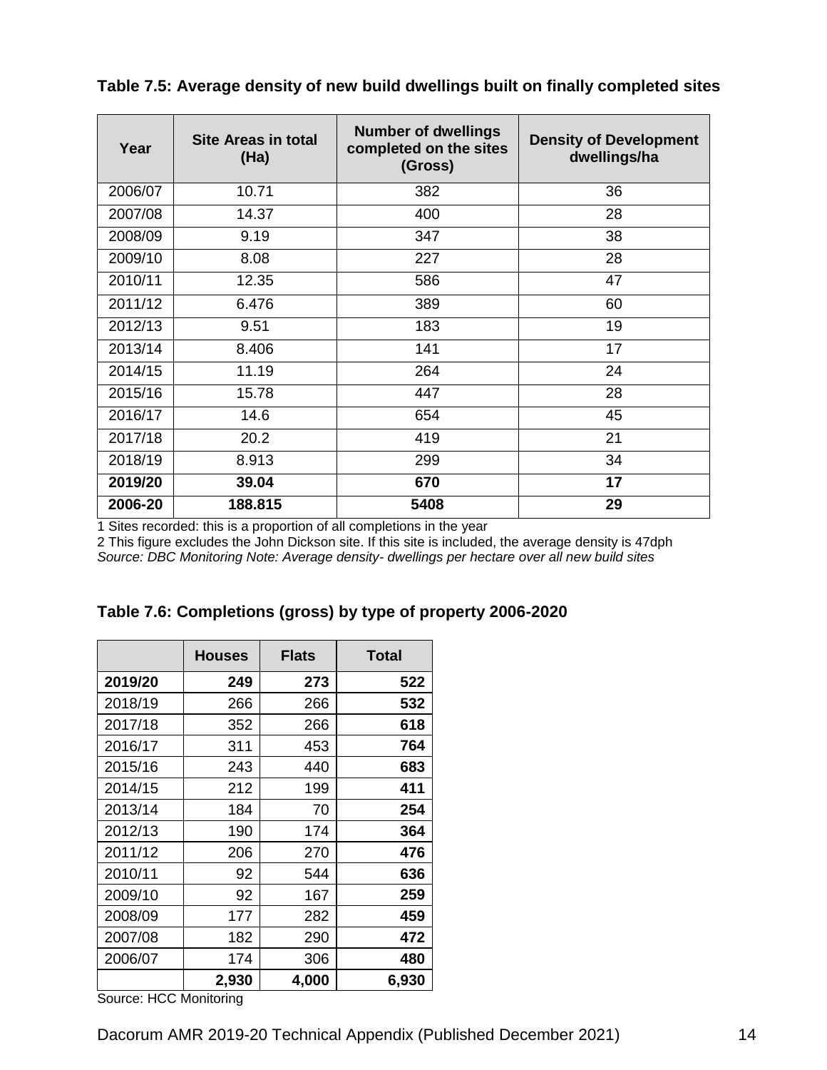**Table 7.5: Average density of new build dwellings built on finally completed sites**

| Year | Site Areas in total (Ha) | Number of dwellings completed on the sites (Gross) | Density of Development dwellings/ha |
|---|---|---|---|
| 2006/07 | 10.71 | 382 | 36 |
| 2007/08 | 14.37 | 400 | 28 |
| 2008/09 | 9.19 | 347 | 38 |
| 2009/10 | 8.08 | 227 | 28 |
| 2010/11 | 12.35 | 586 | 47 |
| 2011/12 | 6.476 | 389 | 60 |
| 2012/13 | 9.51 | 183 | 19 |
| 2013/14 | 8.406 | 141 | 17 |
| 2014/15 | 11.19 | 264 | 24 |
| 2015/16 | 15.78 | 447 | 28 |
| 2016/17 | 14.6 | 654 | 45 |
| 2017/18 | 20.2 | 419 | 21 |
| 2018/19 | 8.913 | 299 | 34 |
| **2019/20** | **39.04** | **670** | **17** |
| **2006-20** | **188.815** | **5408** | **29** |

1 Sites recorded: this is a proportion of all completions in the year

2 This figure excludes the John Dickson site. If this site is included, the average density is 47dph

*Source: DBC Monitoring Note: Average density- dwellings per hectare over all new build sites*

**Table 7.6: Completions (gross) by type of property 2006-2020**

| | Houses | Flats | Total |
|---|---|---|---|
| **2019/20** | **249** | **273** | **522** |
| 2018/19 | 266 | 266 | **532** |
| 2017/18 | 352 | 266 | **618** |
| 2016/17 | 311 | 453 | **764** |
| 2015/16 | 243 | 440 | **683** |
| 2014/15 | 212 | 199 | **411** |
| 2013/14 | 184 | 70 | **254** |
| 2012/13 | 190 | 174 | **364** |
| 2011/12 | 206 | 270 | **476** |
| 2010/11 | 92 | 544 | **636** |
| 2009/10 | 92 | 167 | **259** |
| 2008/09 | 177 | 282 | **459** |
| 2007/08 | 182 | 290 | **472** |
| 2006/07 | 174 | 306 | **480** |
| | **2,930** | **4,000** | **6,930** |

Source: HCC Monitoring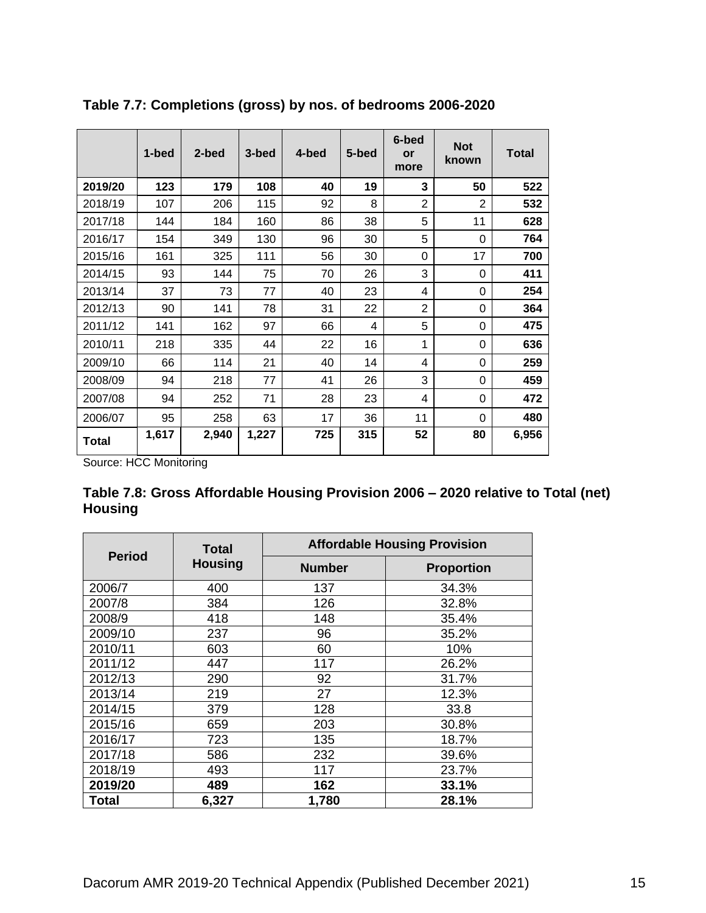**Table 7.7: Completions (gross) by nos. of bedrooms 2006-2020**

| | 1-bed | 2-bed | 3-bed | 4-bed | 5-bed | 6-bed or more | Not known | Total |
|---|---|---|---|---|---|---|---|---|
| **2019/20** | **123** | **179** | **108** | **40** | **19** | **3** | **50** | **522** |
| 2018/19 | 107 | 206 | 115 | 92 | 8 | 2 | 2 | **532** |
| 2017/18 | 144 | 184 | 160 | 86 | 38 | 5 | 11 | **628** |
| 2016/17 | 154 | 349 | 130 | 96 | 30 | 5 | 0 | **764** |
| 2015/16 | 161 | 325 | 111 | 56 | 30 | 0 | 17 | **700** |
| 2014/15 | 93 | 144 | 75 | 70 | 26 | 3 | 0 | **411** |
| 2013/14 | 37 | 73 | 77 | 40 | 23 | 4 | 0 | **254** |
| 2012/13 | 90 | 141 | 78 | 31 | 22 | 2 | 0 | **364** |
| 2011/12 | 141 | 162 | 97 | 66 | 4 | 5 | 0 | **475** |
| 2010/11 | 218 | 335 | 44 | 22 | 16 | 1 | 0 | **636** |
| 2009/10 | 66 | 114 | 21 | 40 | 14 | 4 | 0 | **259** |
| 2008/09 | 94 | 218 | 77 | 41 | 26 | 3 | 0 | **459** |
| 2007/08 | 94 | 252 | 71 | 28 | 23 | 4 | 0 | **472** |
| 2006/07 | 95 | 258 | 63 | 17 | 36 | 11 | 0 | **480** |
| **Total** | **1,617** | **2,940** | **1,227** | **725** | **315** | **52** | **80** | **6,956** |

Source: HCC Monitoring

**Table 7.8: Gross Affordable Housing Provision 2006 – 2020 relative to Total (net) Housing**

| Period | Total Housing | Affordable Housing Provision | |
|---|---|---|---|
| | | Number | Proportion |
| 2006/7 | 400 | 137 | 34.3% |
| 2007/8 | 384 | 126 | 32.8% |
| 2008/9 | 418 | 148 | 35.4% |
| 2009/10 | 237 | 96 | 35.2% |
| 2010/11 | 603 | 60 | 10% |
| 2011/12 | 447 | 117 | 26.2% |
| 2012/13 | 290 | 92 | 31.7% |
| 2013/14 | 219 | 27 | 12.3% |
| 2014/15 | 379 | 128 | 33.8 |
| 2015/16 | 659 | 203 | 30.8% |
| 2016/17 | 723 | 135 | 18.7% |
| 2017/18 | 586 | 232 | 39.6% |
| 2018/19 | 493 | 117 | 23.7% |
| **2019/20** | **489** | **162** | **33.1%** |
| **Total** | **6,327** | **1,780** | **28.1%** |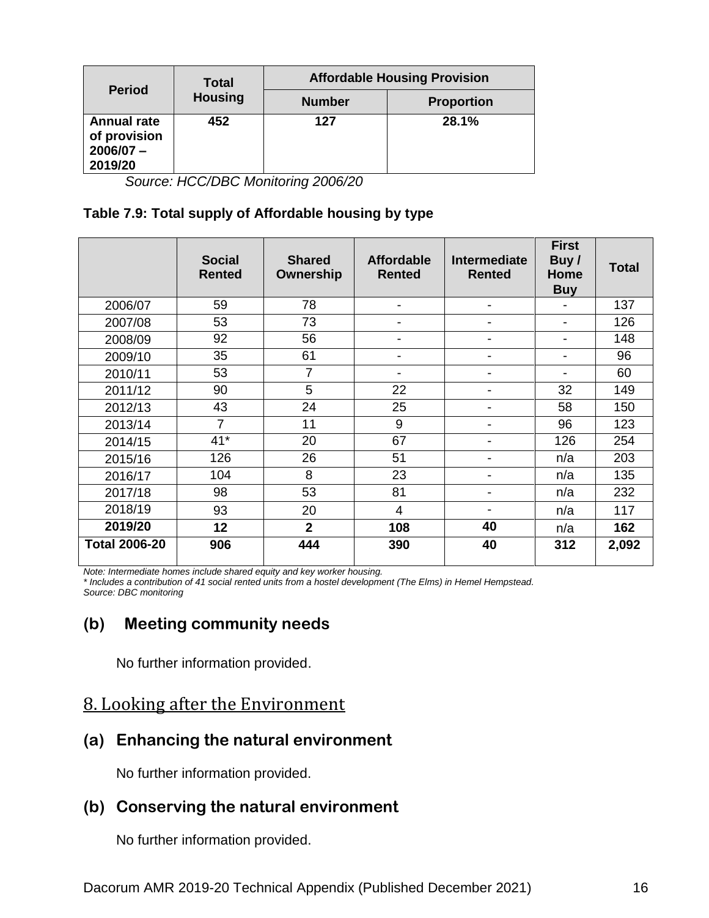| Period | Total Housing | Affordable Housing Provision | |
|---|---|---|---|
| | | Number | Proportion |
| **Annual rate of provision 2006/07 – 2019/20** | **452** | **127** | **28.1%** |

*Source: HCC/DBC Monitoring 2006/20*

**Table 7.9: Total supply of Affordable housing by type**

| | Social Rented | Shared Ownership | Affordable Rented | Intermediate Rented | First Buy / Home Buy | Total |
|---|---|---|---|---|---|---|
| 2006/07 | 59 | 78 | - | - | - | 137 |
| 2007/08 | 53 | 73 | - | - | - | 126 |
| 2008/09 | 92 | 56 | - | - | - | 148 |
| 2009/10 | 35 | 61 | - | - | - | 96 |
| 2010/11 | 53 | 7 | - | - | - | 60 |
| 2011/12 | 90 | 5 | 22 | - | 32 | 149 |
| 2012/13 | 43 | 24 | 25 | - | 58 | 150 |
| 2013/14 | 7 | 11 | 9 | - | 96 | 123 |
| 2014/15 | 41* | 20 | 67 | - | 126 | 254 |
| 2015/16 | 126 | 26 | 51 | - | n/a | 203 |
| 2016/17 | 104 | 8 | 23 | - | n/a | 135 |
| 2017/18 | 98 | 53 | 81 | - | n/a | 232 |
| 2018/19 | 93 | 20 | 4 | - | n/a | 117 |
| **2019/20** | **12** | **2** | **108** | **40** | n/a | **162** |
| **Total 2006-20** | **906** | **444** | **390** | **40** | **312** | **2,092** |

*Note: Intermediate homes include shared equity and key worker housing.*
*\* Includes a contribution of 41 social rented units from a hostel development (The Elms) in Hemel Hempstead.*
*Source: DBC monitoring*

### (b) Meeting community needs

No further information provided.

## 8. Looking after the Environment

### (a) Enhancing the natural environment

No further information provided.

### (b) Conserving the natural environment

No further information provided.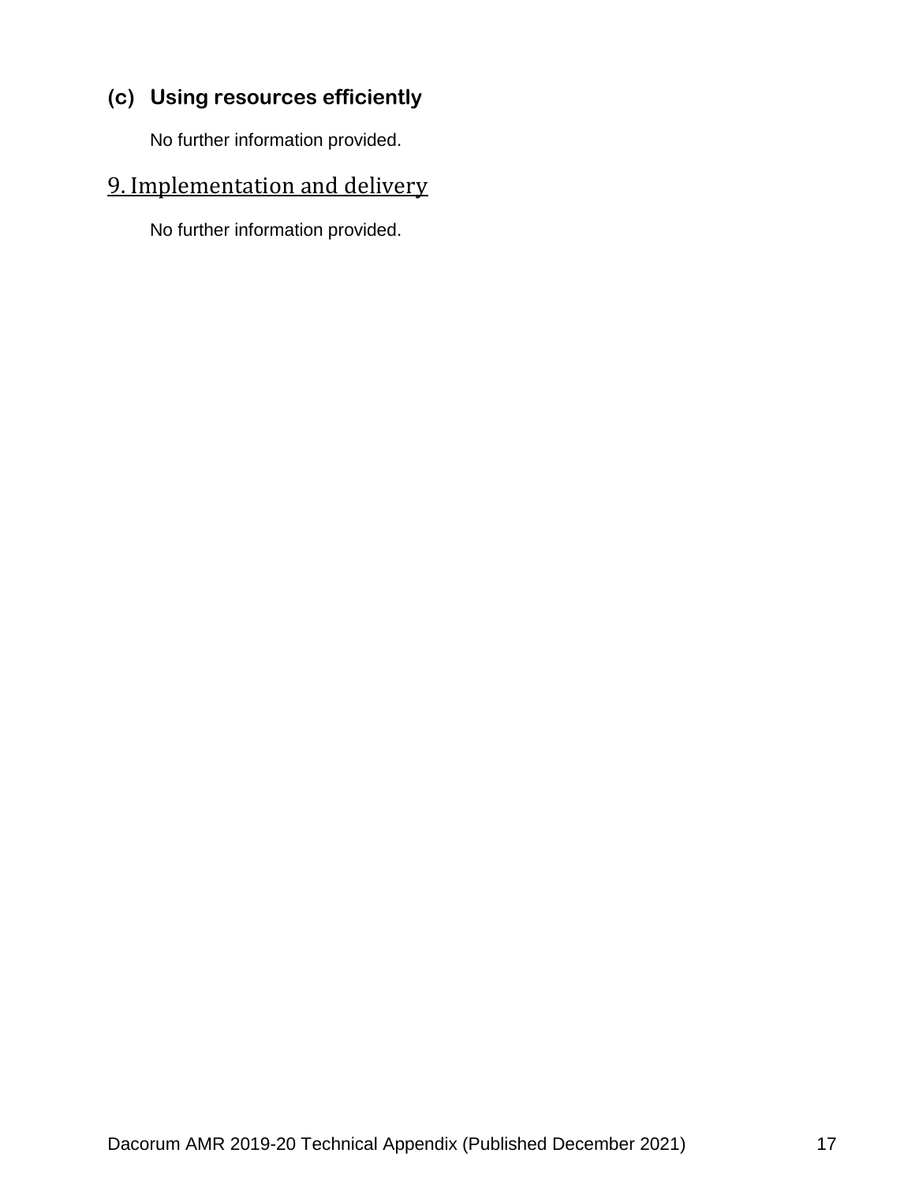### (c) Using resources efficiently

No further information provided.

## 9. Implementation and delivery

No further information provided.